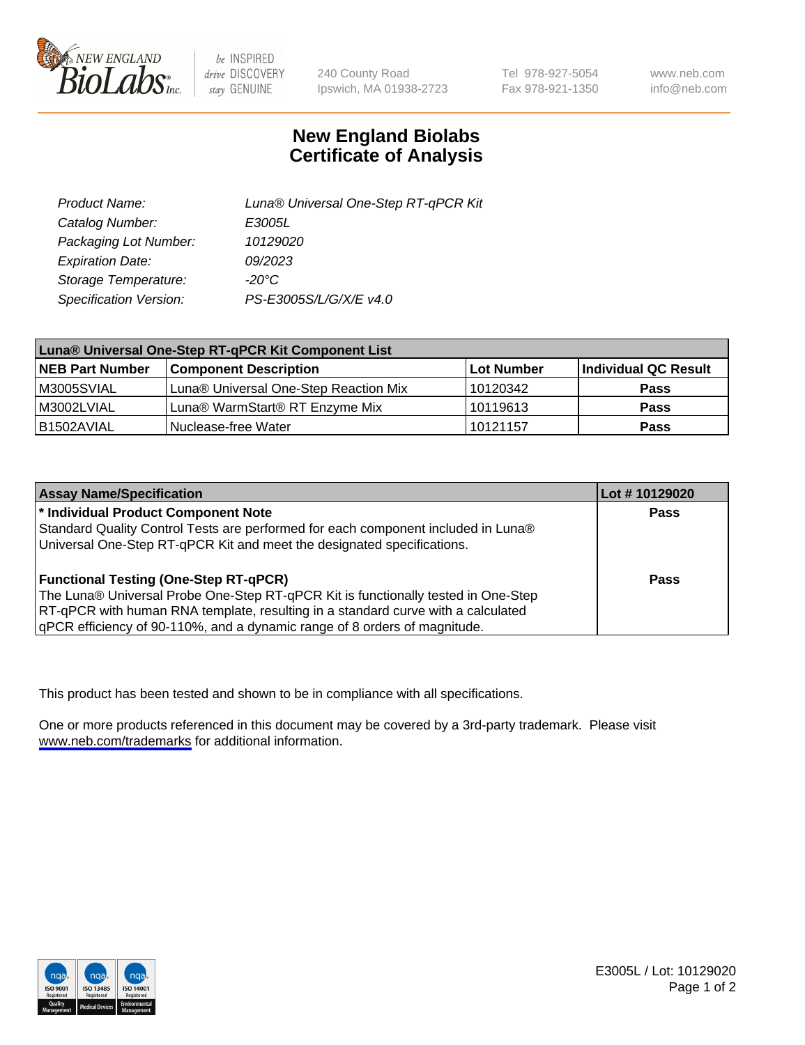NEW ENGLAND BioLabs Inc. — be INSPIRED drive DISCOVERY stay GENUINE

240 County Road
Ipswich, MA 01938-2723

Tel 978-927-5054
Fax 978-921-1350

www.neb.com
info@neb.com

# New England Biolabs
# Certificate of Analysis

| | |
|---|---|
| *Product Name:* | *Luna® Universal One-Step RT-qPCR Kit* |
| *Catalog Number:* | *E3005L* |
| *Packaging Lot Number:* | *10129020* |
| *Expiration Date:* | *09/2023* |
| *Storage Temperature:* | *-20°C* |
| *Specification Version:* | *PS-E3005S/L/G/X/E v4.0* |

| Luna® Universal One-Step RT-qPCR Kit Component List | | | |
|---|---|---|---|
| **NEB Part Number** | **Component Description** | **Lot Number** | **Individual QC Result** |
| M3005SVIAL | Luna® Universal One-Step Reaction Mix | 10120342 | **Pass** |
| M3002LVIAL | Luna® WarmStart® RT Enzyme Mix | 10119613 | **Pass** |
| B1502AVIAL | Nuclease-free Water | 10121157 | **Pass** |

| Assay Name/Specification | Lot # 10129020 |
|---|---|
| **\* Individual Product Component Note**<br>Standard Quality Control Tests are performed for each component included in Luna® Universal One-Step RT-qPCR Kit and meet the designated specifications. | **Pass** |
| **Functional Testing (One-Step RT-qPCR)**<br>The Luna® Universal Probe One-Step RT-qPCR Kit is functionally tested in One-Step RT-qPCR with human RNA template, resulting in a standard curve with a calculated qPCR efficiency of 90-110%, and a dynamic range of 8 orders of magnitude. | **Pass** |

This product has been tested and shown to be in compliance with all specifications.

One or more products referenced in this document may be covered by a 3rd-party trademark. Please visit www.neb.com/trademarks for additional information.

E3005L / Lot: 10129020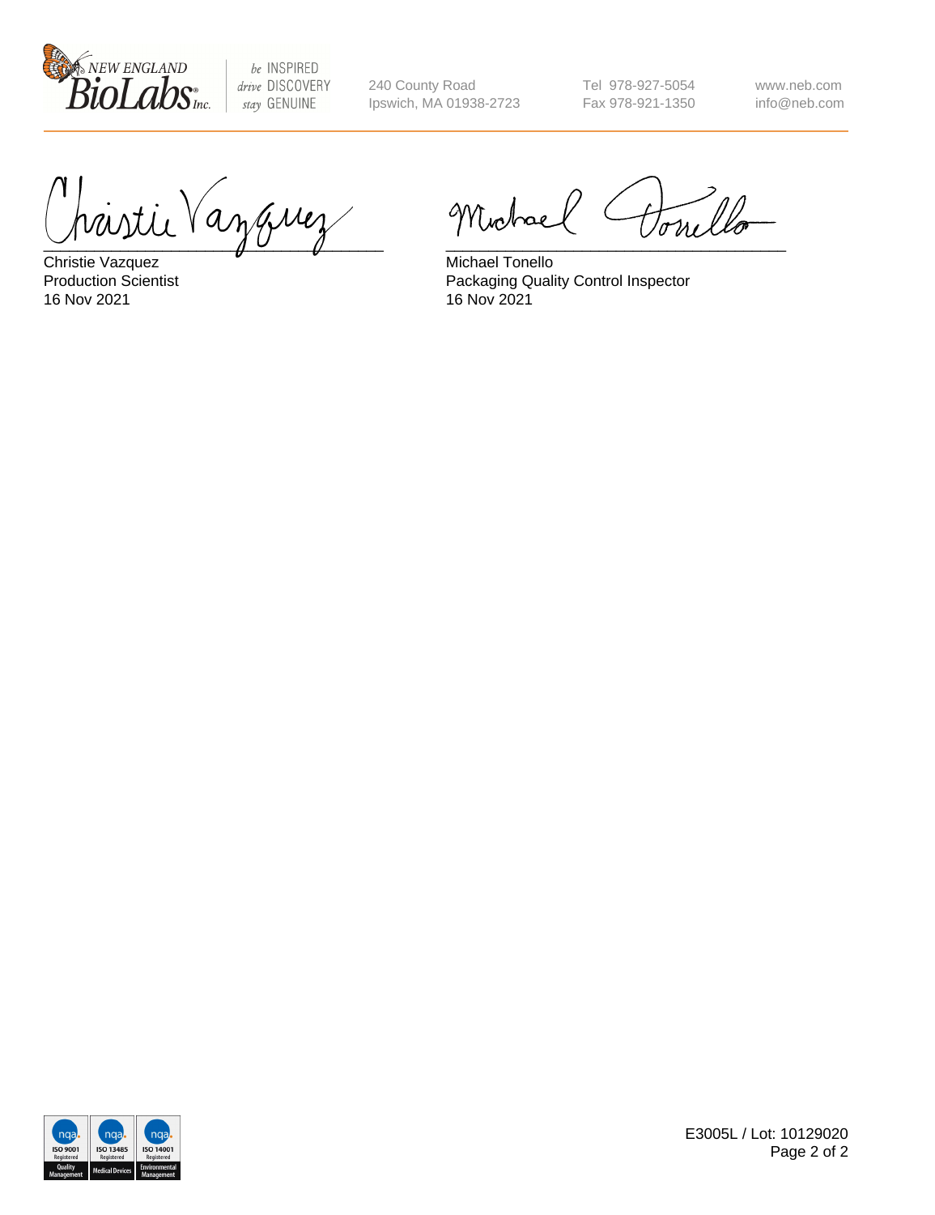NEW ENGLAND BioLabs® Inc.

be INSPIRED drive DISCOVERY stay GENUINE

240 County Road
Ipswich, MA 01938-2723

Tel 978-927-5054
Fax 978-921-1350

www.neb.com
info@neb.com

Christie Vazquez
Production Scientist
16 Nov 2021

Michael Tonello
Packaging Quality Control Inspector
16 Nov 2021

nqa ISO 9001 Registered Quality Management | nqa ISO 13485 Registered Medical Devices | nqa ISO 14001 Registered Environmental Management

E3005L / Lot: 10129020